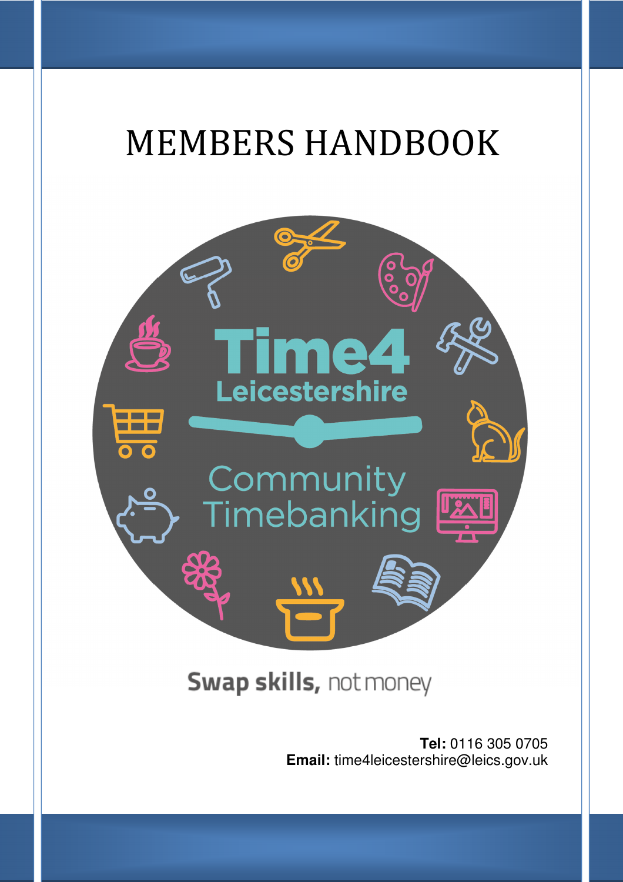# MEMBERS HANDBOOK

Time4 Leicestershire

Community Timebanking

Swap skills, not money

**Tel:** 0116 305 0705
**Email:** time4leicestershire@leics.gov.uk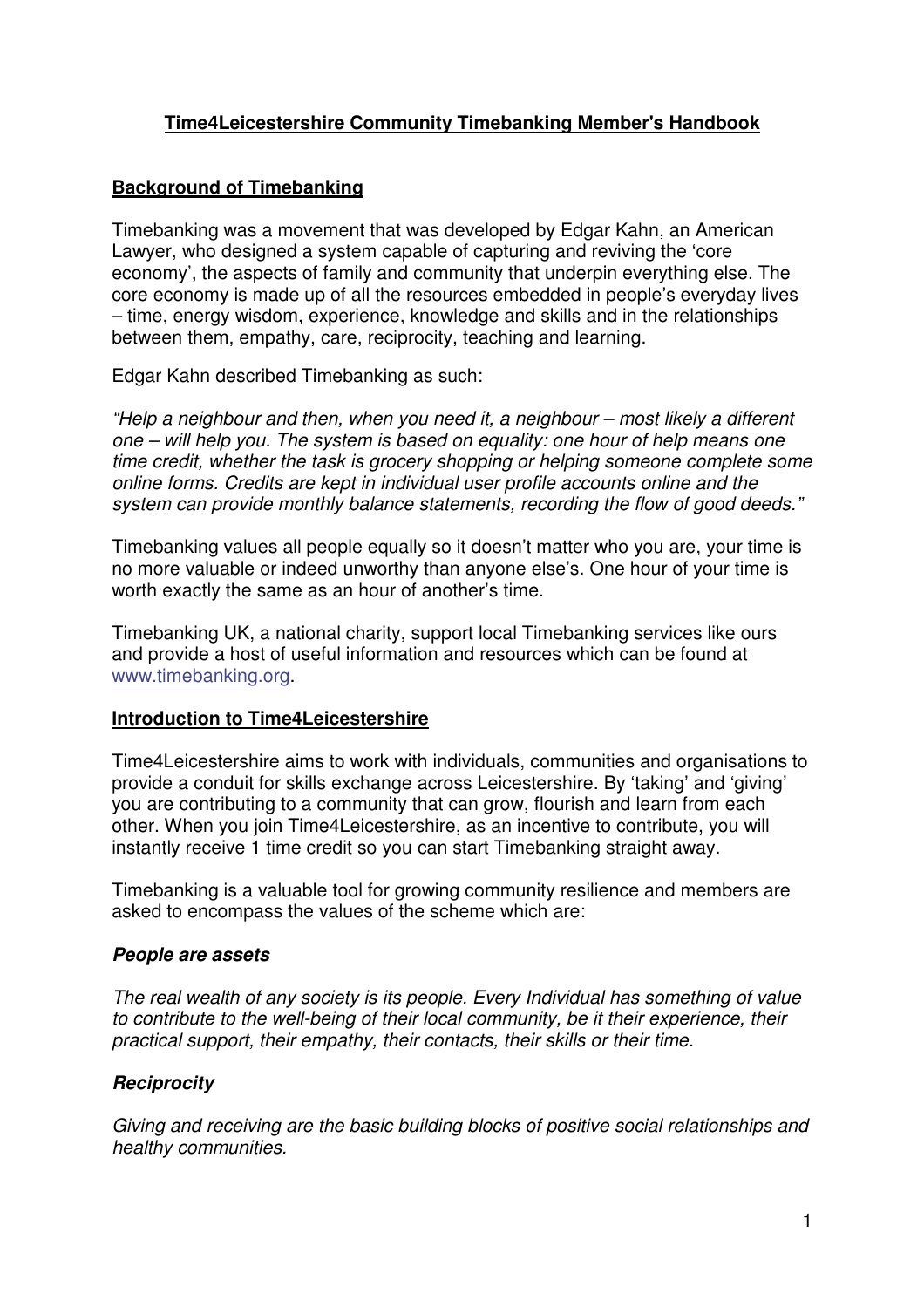# **Time4Leicestershire Community Timebanking Member's Handbook**

## **Background of Timebanking**

Timebanking was a movement that was developed by Edgar Kahn, an American Lawyer, who designed a system capable of capturing and reviving the 'core economy', the aspects of family and community that underpin everything else. The core economy is made up of all the resources embedded in people's everyday lives – time, energy wisdom, experience, knowledge and skills and in the relationships between them, empathy, care, reciprocity, teaching and learning.

Edgar Kahn described Timebanking as such:

*"Help a neighbour and then, when you need it, a neighbour – most likely a different one – will help you. The system is based on equality: one hour of help means one time credit, whether the task is grocery shopping or helping someone complete some online forms. Credits are kept in individual user profile accounts online and the system can provide monthly balance statements, recording the flow of good deeds."*

Timebanking values all people equally so it doesn't matter who you are, your time is no more valuable or indeed unworthy than anyone else's. One hour of your time is worth exactly the same as an hour of another's time.

Timebanking UK, a national charity, support local Timebanking services like ours and provide a host of useful information and resources which can be found at www.timebanking.org.

## **Introduction to Time4Leicestershire**

Time4Leicestershire aims to work with individuals, communities and organisations to provide a conduit for skills exchange across Leicestershire. By 'taking' and 'giving' you are contributing to a community that can grow, flourish and learn from each other. When you join Time4Leicestershire, as an incentive to contribute, you will instantly receive 1 time credit so you can start Timebanking straight away.

Timebanking is a valuable tool for growing community resilience and members are asked to encompass the values of the scheme which are:

### ***People are assets***

*The real wealth of any society is its people. Every Individual has something of value to contribute to the well-being of their local community, be it their experience, their practical support, their empathy, their contacts, their skills or their time.*

### ***Reciprocity***

*Giving and receiving are the basic building blocks of positive social relationships and healthy communities.*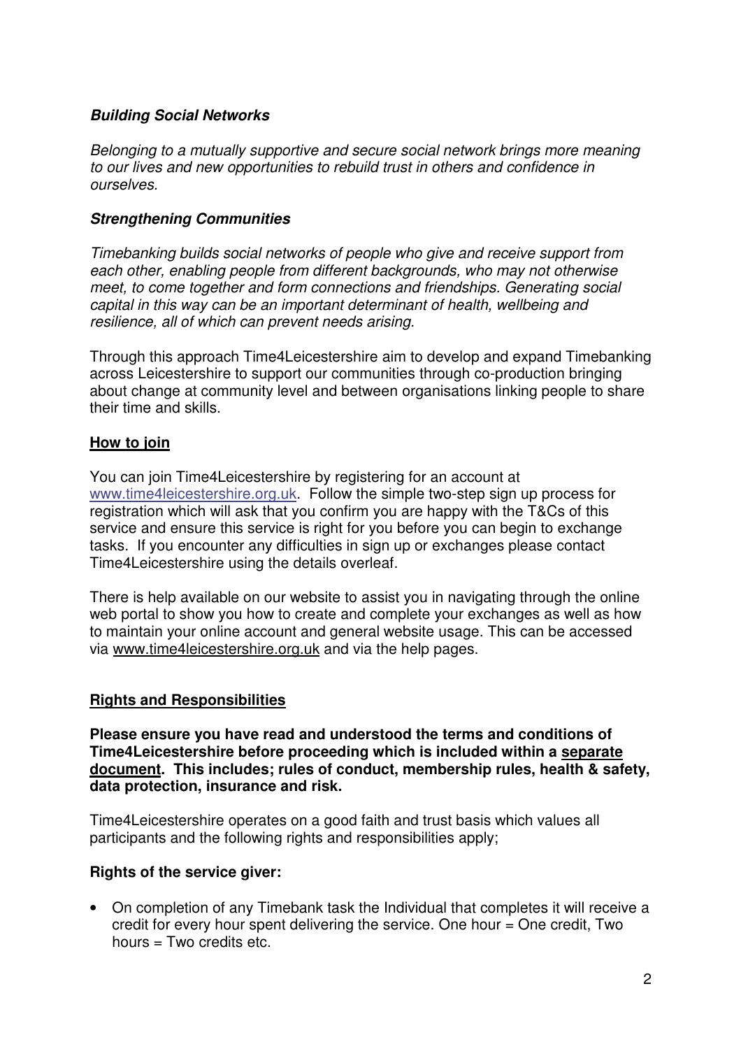***Building Social Networks***

*Belonging to a mutually supportive and secure social network brings more meaning to our lives and new opportunities to rebuild trust in others and confidence in ourselves.*

***Strengthening Communities***

*Timebanking builds social networks of people who give and receive support from each other, enabling people from different backgrounds, who may not otherwise meet, to come together and form connections and friendships. Generating social capital in this way can be an important determinant of health, wellbeing and resilience, all of which can prevent needs arising.*

Through this approach Time4Leicestershire aim to develop and expand Timebanking across Leicestershire to support our communities through co-production bringing about change at community level and between organisations linking people to share their time and skills.

## How to join

You can join Time4Leicestershire by registering for an account at www.time4leicestershire.org.uk. Follow the simple two-step sign up process for registration which will ask that you confirm you are happy with the T&Cs of this service and ensure this service is right for you before you can begin to exchange tasks. If you encounter any difficulties in sign up or exchanges please contact Time4Leicestershire using the details overleaf.

There is help available on our website to assist you in navigating through the online web portal to show you how to create and complete your exchanges as well as how to maintain your online account and general website usage. This can be accessed via www.time4leicestershire.org.uk and via the help pages.

## Rights and Responsibilities

**Please ensure you have read and understood the terms and conditions of Time4Leicestershire before proceeding which is included within a separate document. This includes; rules of conduct, membership rules, health & safety, data protection, insurance and risk.**

Time4Leicestershire operates on a good faith and trust basis which values all participants and the following rights and responsibilities apply;

**Rights of the service giver:**

- On completion of any Timebank task the Individual that completes it will receive a credit for every hour spent delivering the service. One hour = One credit, Two hours = Two credits etc.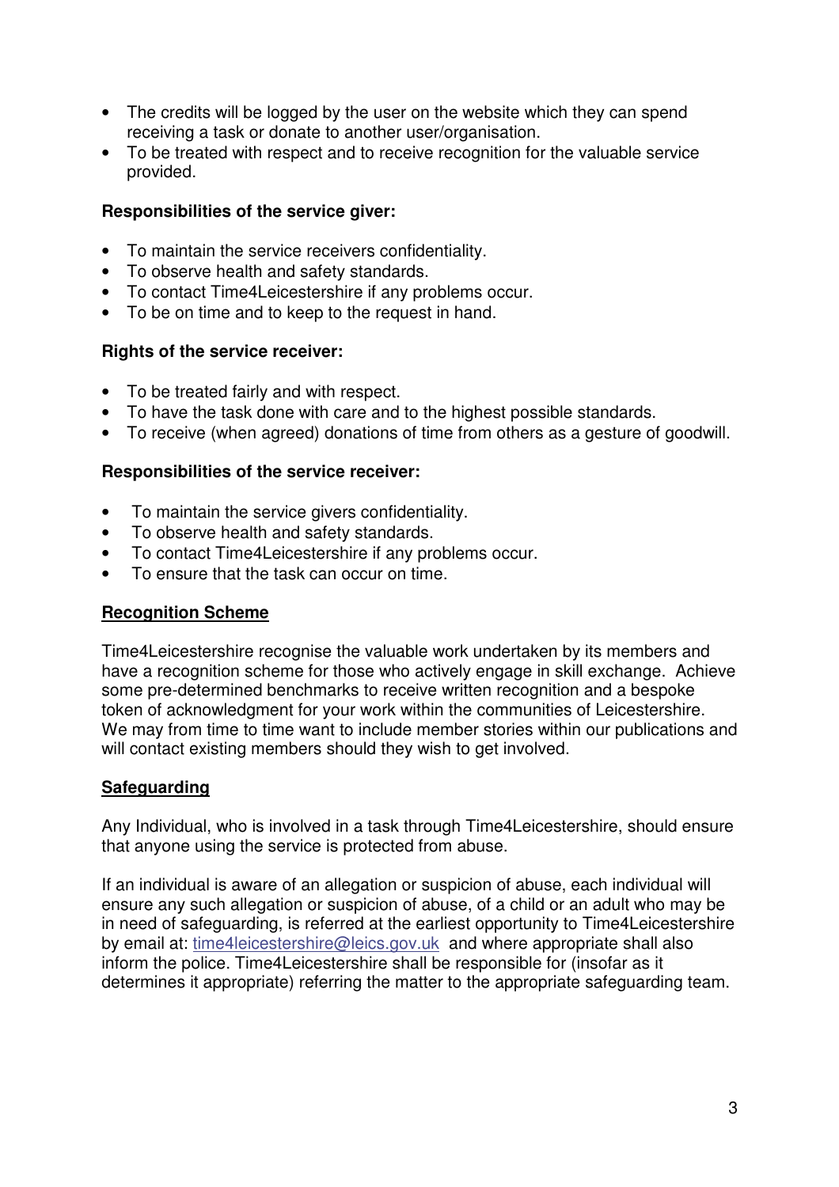- The credits will be logged by the user on the website which they can spend receiving a task or donate to another user/organisation.
- To be treated with respect and to receive recognition for the valuable service provided.

**Responsibilities of the service giver:**

- To maintain the service receivers confidentiality.
- To observe health and safety standards.
- To contact Time4Leicestershire if any problems occur.
- To be on time and to keep to the request in hand.

**Rights of the service receiver:**

- To be treated fairly and with respect.
- To have the task done with care and to the highest possible standards.
- To receive (when agreed) donations of time from others as a gesture of goodwill.

**Responsibilities of the service receiver:**

- To maintain the service givers confidentiality.
- To observe health and safety standards.
- To contact Time4Leicestershire if any problems occur.
- To ensure that the task can occur on time.

## Recognition Scheme

Time4Leicestershire recognise the valuable work undertaken by its members and have a recognition scheme for those who actively engage in skill exchange. Achieve some pre-determined benchmarks to receive written recognition and a bespoke token of acknowledgment for your work within the communities of Leicestershire. We may from time to time want to include member stories within our publications and will contact existing members should they wish to get involved.

## Safeguarding

Any Individual, who is involved in a task through Time4Leicestershire, should ensure that anyone using the service is protected from abuse.

If an individual is aware of an allegation or suspicion of abuse, each individual will ensure any such allegation or suspicion of abuse, of a child or an adult who may be in need of safeguarding, is referred at the earliest opportunity to Time4Leicestershire by email at: time4leicestershire@leics.gov.uk and where appropriate shall also inform the police. Time4Leicestershire shall be responsible for (insofar as it determines it appropriate) referring the matter to the appropriate safeguarding team.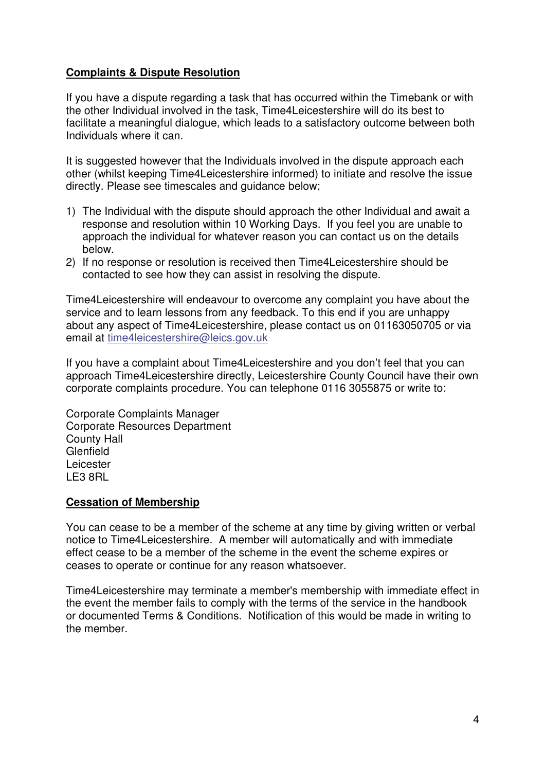## Complaints & Dispute Resolution

If you have a dispute regarding a task that has occurred within the Timebank or with the other Individual involved in the task, Time4Leicestershire will do its best to facilitate a meaningful dialogue, which leads to a satisfactory outcome between both Individuals where it can.

It is suggested however that the Individuals involved in the dispute approach each other (whilst keeping Time4Leicestershire informed) to initiate and resolve the issue directly. Please see timescales and guidance below;

1) The Individual with the dispute should approach the other Individual and await a response and resolution within 10 Working Days. If you feel you are unable to approach the individual for whatever reason you can contact us on the details below.
2) If no response or resolution is received then Time4Leicestershire should be contacted to see how they can assist in resolving the dispute.

Time4Leicestershire will endeavour to overcome any complaint you have about the service and to learn lessons from any feedback. To this end if you are unhappy about any aspect of Time4Leicestershire, please contact us on 01163050705 or via email at time4leicestershire@leics.gov.uk

If you have a complaint about Time4Leicestershire and you don't feel that you can approach Time4Leicestershire directly, Leicestershire County Council have their own corporate complaints procedure. You can telephone 0116 3055875 or write to:

Corporate Complaints Manager
Corporate Resources Department
County Hall
Glenfield
Leicester
LE3 8RL

## Cessation of Membership

You can cease to be a member of the scheme at any time by giving written or verbal notice to Time4Leicestershire. A member will automatically and with immediate effect cease to be a member of the scheme in the event the scheme expires or ceases to operate or continue for any reason whatsoever.

Time4Leicestershire may terminate a member's membership with immediate effect in the event the member fails to comply with the terms of the service in the handbook or documented Terms & Conditions. Notification of this would be made in writing to the member.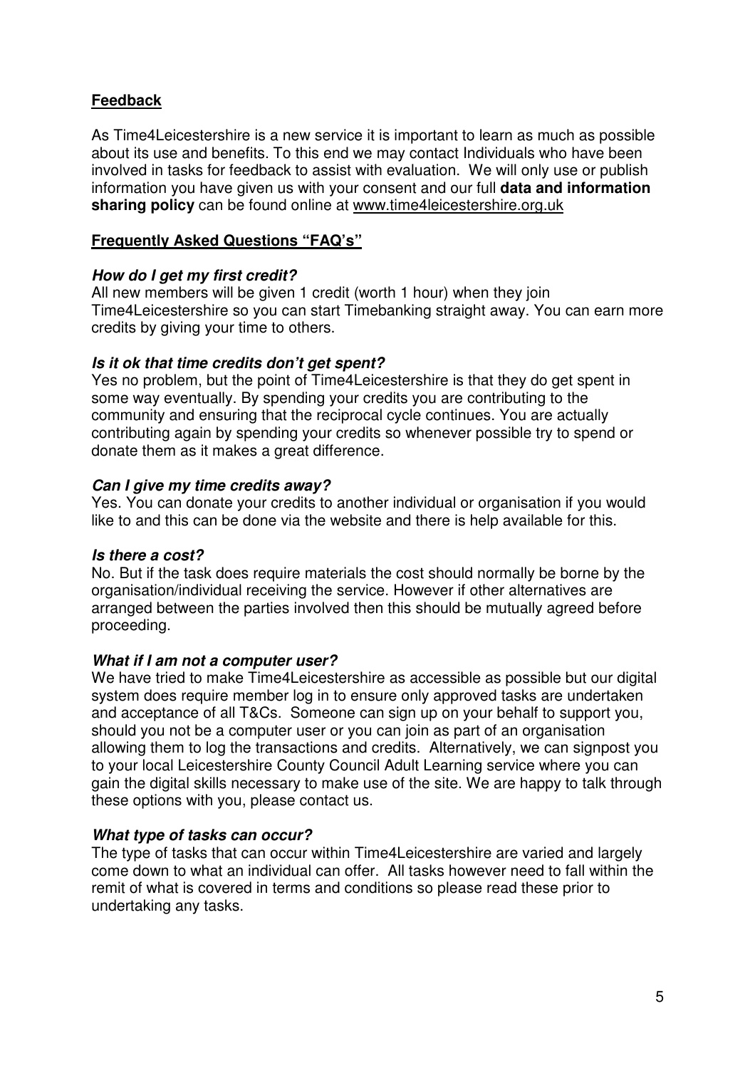## Feedback

As Time4Leicestershire is a new service it is important to learn as much as possible about its use and benefits. To this end we may contact Individuals who have been involved in tasks for feedback to assist with evaluation. We will only use or publish information you have given us with your consent and our full **data and information sharing policy** can be found online at www.time4leicestershire.org.uk

## Frequently Asked Questions "FAQ's"

***How do I get my first credit?***

All new members will be given 1 credit (worth 1 hour) when they join Time4Leicestershire so you can start Timebanking straight away. You can earn more credits by giving your time to others.

***Is it ok that time credits don't get spent?***

Yes no problem, but the point of Time4Leicestershire is that they do get spent in some way eventually. By spending your credits you are contributing to the community and ensuring that the reciprocal cycle continues. You are actually contributing again by spending your credits so whenever possible try to spend or donate them as it makes a great difference.

***Can I give my time credits away?***

Yes. You can donate your credits to another individual or organisation if you would like to and this can be done via the website and there is help available for this.

***Is there a cost?***

No. But if the task does require materials the cost should normally be borne by the organisation/individual receiving the service. However if other alternatives are arranged between the parties involved then this should be mutually agreed before proceeding.

***What if I am not a computer user?***

We have tried to make Time4Leicestershire as accessible as possible but our digital system does require member log in to ensure only approved tasks are undertaken and acceptance of all T&Cs. Someone can sign up on your behalf to support you, should you not be a computer user or you can join as part of an organisation allowing them to log the transactions and credits. Alternatively, we can signpost you to your local Leicestershire County Council Adult Learning service where you can gain the digital skills necessary to make use of the site. We are happy to talk through these options with you, please contact us.

***What type of tasks can occur?***

The type of tasks that can occur within Time4Leicestershire are varied and largely come down to what an individual can offer. All tasks however need to fall within the remit of what is covered in terms and conditions so please read these prior to undertaking any tasks.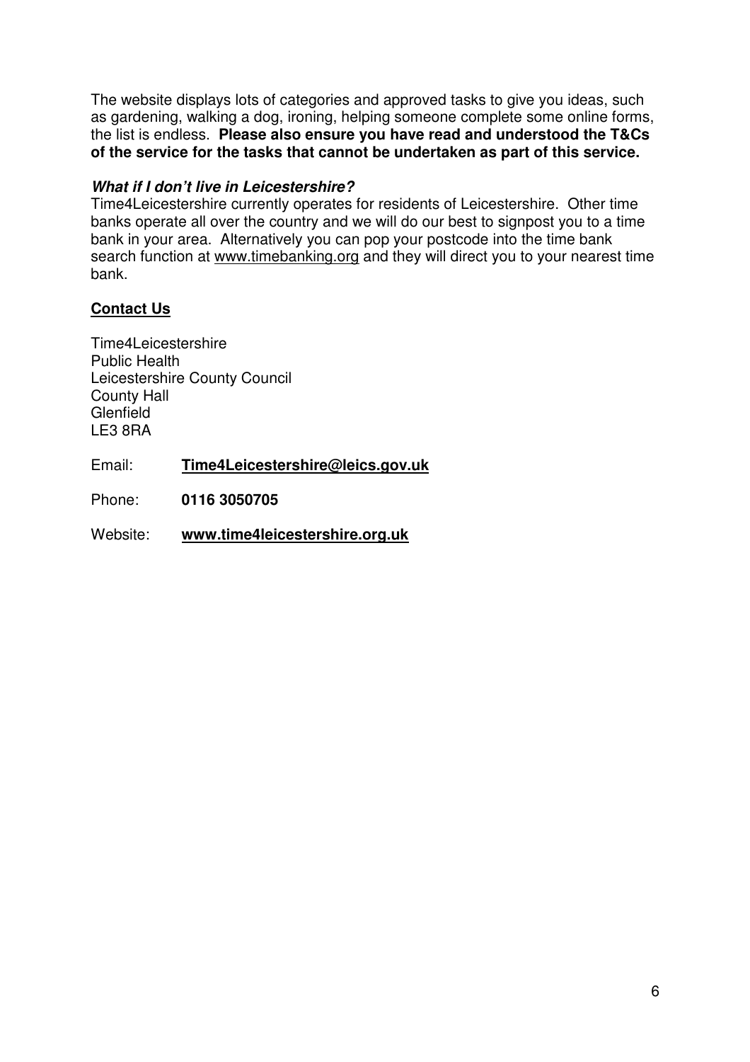The website displays lots of categories and approved tasks to give you ideas, such as gardening, walking a dog, ironing, helping someone complete some online forms, the list is endless. **Please also ensure you have read and understood the T&Cs of the service for the tasks that cannot be undertaken as part of this service.**

***What if I don't live in Leicestershire?***

Time4Leicestershire currently operates for residents of Leicestershire. Other time banks operate all over the country and we will do our best to signpost you to a time bank in your area. Alternatively you can pop your postcode into the time bank search function at www.timebanking.org and they will direct you to your nearest time bank.

## Contact Us

Time4Leicestershire
Public Health
Leicestershire County Council
County Hall
Glenfield
LE3 8RA

Email: **Time4Leicestershire@leics.gov.uk**

Phone: **0116 3050705**

Website: **www.time4leicestershire.org.uk**